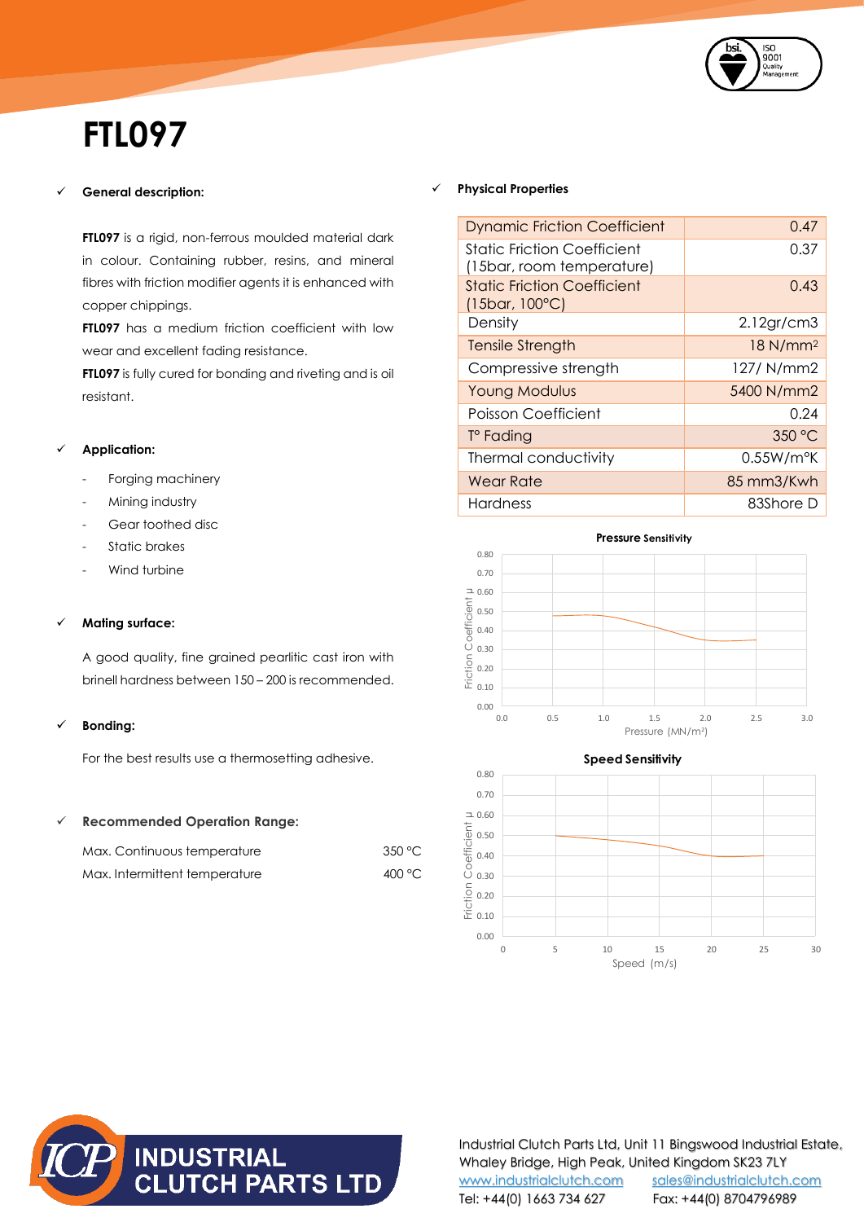# FTL097

## General description:

**FTL097** is a rigid, non-ferrous moulded material dark in colour. Containing rubber, resins, and mineral fibres with friction modifier agents it is enhanced with copper chippings.

**FTL097** has a medium friction coefficient with low wear and excellent fading resistance.

**FTL097** is fully cured for bonding and riveting and is oil resistant.

## Application:

- Forging machinery
- Mining industry
- Gear toothed disc
- Static brakes
- Wind turbine

## Mating surface:

A good quality, fine grained pearlitic cast iron with brinell hardness between 150 – 200 is recommended.

## Bonding:

For the best results use a thermosetting adhesive.

## Recommended Operation Range:

| | |
|---|---|
| Max. Continuous temperature | 350 °C |
| Max. Intermittent temperature | 400 °C |

## Physical Properties

| Property | Value |
|---|---|
| Dynamic Friction Coefficient | 0.47 |
| Static Friction Coefficient (15bar, room temperature) | 0.37 |
| Static Friction Coefficient (15bar, 100°C) | 0.43 |
| Density | 2.12gr/cm3 |
| Tensile Strength | 18 N/mm² |
| Compressive strength | 127/ N/mm2 |
| Young Modulus | 5400 N/mm2 |
| Poisson Coefficient | 0.24 |
| T° Fading | 350 °C |
| Thermal conductivity | 0.55W/m°K |
| Wear Rate | 85 mm3/Kwh |
| Hardness | 83Shore D |

**Pressure Sensitivity**

(Chart: Friction Coefficient μ vs Pressure (MN/m²))

**Speed Sensitivity**

(Chart: Friction Coefficient μ vs Speed (m/s))

Industrial Clutch Parts Ltd, Unit 11 Bingswood Industrial Estate, Whaley Bridge, High Peak, United Kingdom SK23 7LY

www.industrialclutch.com sales@industrialclutch.com

Tel: +44(0) 1663 734 627 Fax: +44(0) 8704796989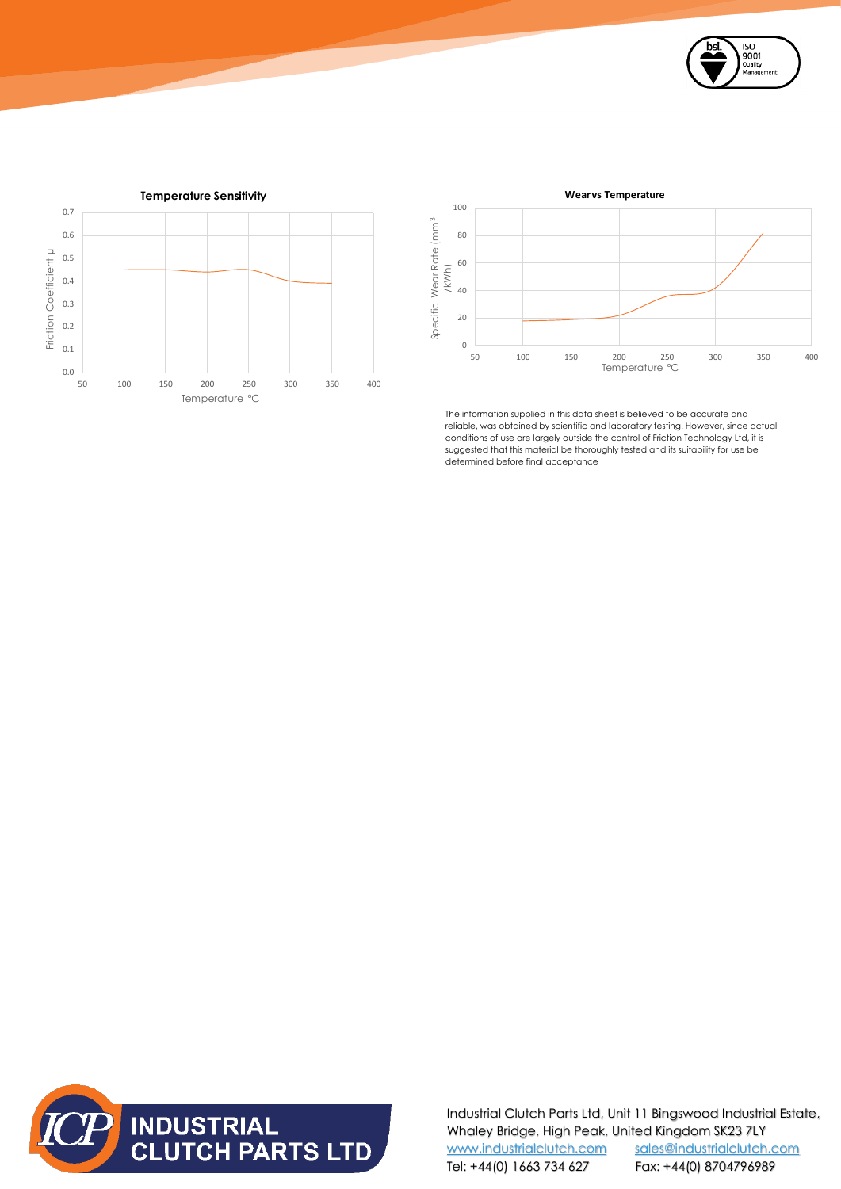**Temperature Sensitivity**

Friction Coefficient μ

0.7
0.6
0.5
0.4
0.3
0.2
0.1
0.0

50 100 150 200 250 300 350 400

Temperature °C

**Wear vs Temperature**

Specific Wear Rate (mm$^3$ /kWh)

100
80
60
40
20
0

50 100 150 200 250 300 350 400

Temperature °C

The information supplied in this data sheet is believed to be accurate and reliable, was obtained by scientific and laboratory testing. However, since actual conditions of use are largely outside the control of Friction Technology Ltd, it is suggested that this material be thoroughly tested and its suitability for use be determined before final acceptance

**ICP INDUSTRIAL CLUTCH PARTS LTD**

Industrial Clutch Parts Ltd, Unit 11 Bingswood Industrial Estate, Whaley Bridge, High Peak, United Kingdom SK23 7LY

www.industrialclutch.com sales@industrialclutch.com

Tel: +44(0) 1663 734 627 Fax: +44(0) 8704796989